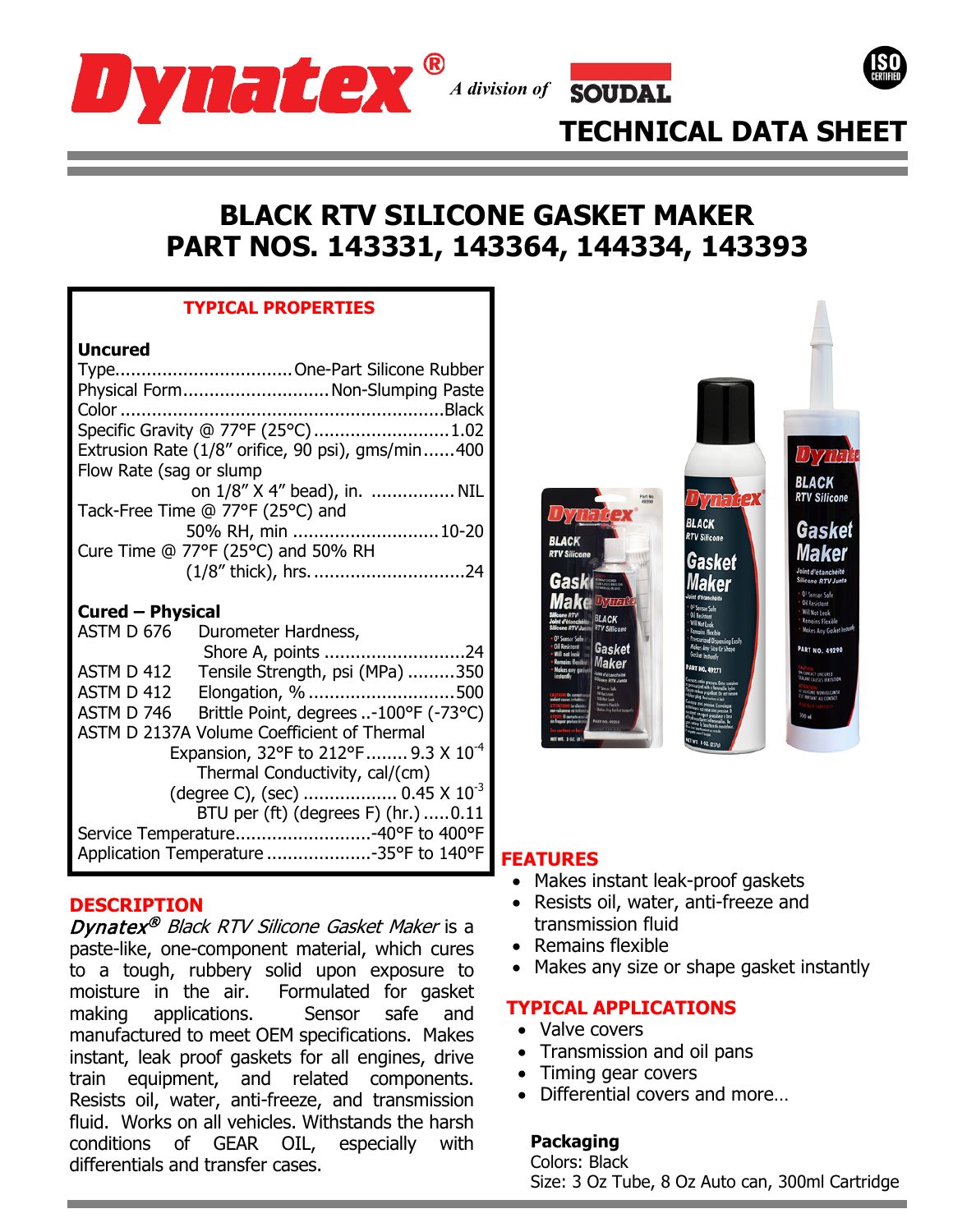Dynatex® A division of SOUDAL

# TECHNICAL DATA SHEET

# BLACK RTV SILICONE GASKET MAKER
# PART NOS. 143331, 143364, 144334, 143393

## TYPICAL PROPERTIES

### Uncured

| Property | Value |
|---|---|
| Type | One-Part Silicone Rubber |
| Physical Form | Non-Slumping Paste |
| Color | Black |
| Specific Gravity @ 77°F (25°C) | 1.02 |
| Extrusion Rate (1/8" orifice, 90 psi), gms/min | 400 |
| Flow Rate (sag or slump on 1/8" X 4" bead), in. | NIL |
| Tack-Free Time @ 77°F (25°C) and 50% RH, min | 10-20 |
| Cure Time @ 77°F (25°C) and 50% RH (1/8" thick), hrs. | 24 |

### Cured – Physical

| Test | Property | Value |
|---|---|---|
| ASTM D 676 | Durometer Hardness, Shore A, points | 24 |
| ASTM D 412 | Tensile Strength, psi (MPa) | 350 |
| ASTM D 412 | Elongation, % | 500 |
| ASTM D 746 | Brittle Point, degrees | -100°F (-73°C) |
| ASTM D 2137A | Volume Coefficient of Thermal Expansion, 32°F to 212°F | $9.3 \times 10^{-4}$ |
| | Thermal Conductivity, cal/(cm)(degree C), (sec) | $0.45 \times 10^{-3}$ |
| | BTU per (ft) (degrees F) (hr.) | 0.11 |
| | Service Temperature | -40°F to 400°F |
| | Application Temperature | -35°F to 140°F |

## DESCRIPTION

*Dynatex® Black RTV Silicone Gasket Maker* is a paste-like, one-component material, which cures to a tough, rubbery solid upon exposure to moisture in the air. Formulated for gasket making applications. Sensor safe and manufactured to meet OEM specifications. Makes instant, leak proof gaskets for all engines, drive train equipment, and related components. Resists oil, water, anti-freeze, and transmission fluid. Works on all vehicles. Withstands the harsh conditions of GEAR OIL, especially with differentials and transfer cases.

## FEATURES

- Makes instant leak-proof gaskets
- Resists oil, water, anti-freeze and transmission fluid
- Remains flexible
- Makes any size or shape gasket instantly

## TYPICAL APPLICATIONS

- Valve covers
- Transmission and oil pans
- Timing gear covers
- Differential covers and more…

**Packaging**
Colors: Black
Size: 3 Oz Tube, 8 Oz Auto can, 300ml Cartridge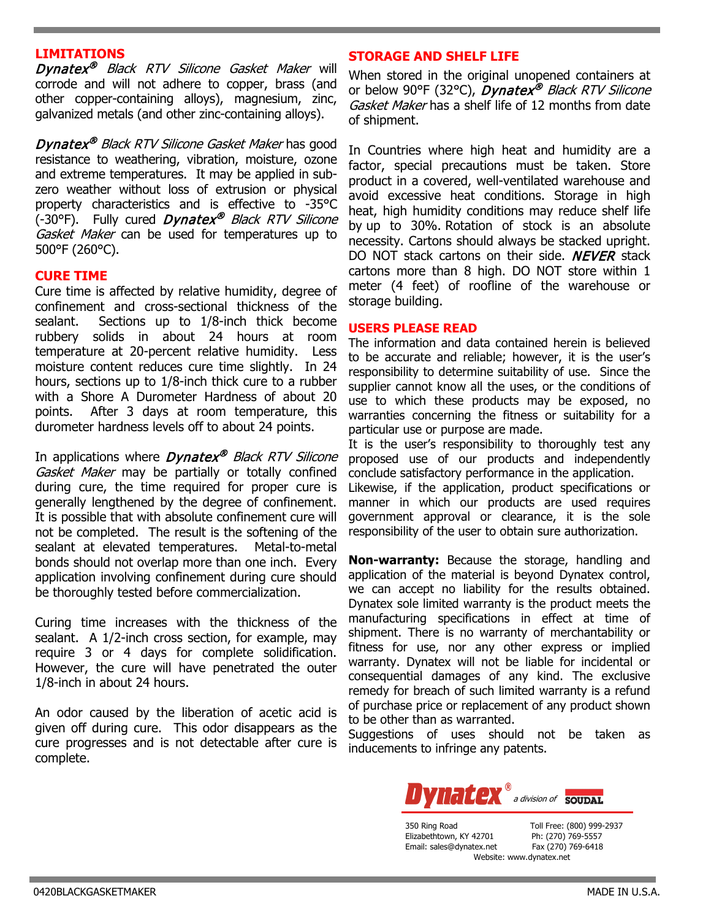## LIMITATIONS

*Dynatex® Black RTV Silicone Gasket Maker* will corrode and will not adhere to copper, brass (and other copper-containing alloys), magnesium, zinc, galvanized metals (and other zinc-containing alloys).

*Dynatex® Black RTV Silicone Gasket Maker* has good resistance to weathering, vibration, moisture, ozone and extreme temperatures. It may be applied in sub-zero weather without loss of extrusion or physical property characteristics and is effective to -35°C (-30°F). Fully cured *Dynatex® Black RTV Silicone Gasket Maker* can be used for temperatures up to 500°F (260°C).

## CURE TIME

Cure time is affected by relative humidity, degree of confinement and cross-sectional thickness of the sealant. Sections up to 1/8-inch thick become rubbery solids in about 24 hours at room temperature at 20-percent relative humidity. Less moisture content reduces cure time slightly. In 24 hours, sections up to 1/8-inch thick cure to a rubber with a Shore A Durometer Hardness of about 20 points. After 3 days at room temperature, this durometer hardness levels off to about 24 points.

In applications where *Dynatex® Black RTV Silicone Gasket Maker* may be partially or totally confined during cure, the time required for proper cure is generally lengthened by the degree of confinement. It is possible that with absolute confinement cure will not be completed. The result is the softening of the sealant at elevated temperatures. Metal-to-metal bonds should not overlap more than one inch. Every application involving confinement during cure should be thoroughly tested before commercialization.

Curing time increases with the thickness of the sealant. A 1/2-inch cross section, for example, may require 3 or 4 days for complete solidification. However, the cure will have penetrated the outer 1/8-inch in about 24 hours.

An odor caused by the liberation of acetic acid is given off during cure. This odor disappears as the cure progresses and is not detectable after cure is complete.

## STORAGE AND SHELF LIFE

When stored in the original unopened containers at or below 90°F (32°C), *Dynatex® Black RTV Silicone Gasket Maker* has a shelf life of 12 months from date of shipment.

In Countries where high heat and humidity are a factor, special precautions must be taken. Store product in a covered, well-ventilated warehouse and avoid excessive heat conditions. Storage in high heat, high humidity conditions may reduce shelf life by up to 30%. Rotation of stock is an absolute necessity. Cartons should always be stacked upright. DO NOT stack cartons on their side. ***NEVER*** stack cartons more than 8 high. DO NOT store within 1 meter (4 feet) of roofline of the warehouse or storage building.

## USERS PLEASE READ

The information and data contained herein is believed to be accurate and reliable; however, it is the user's responsibility to determine suitability of use. Since the supplier cannot know all the uses, or the conditions of use to which these products may be exposed, no warranties concerning the fitness or suitability for a particular use or purpose are made.
It is the user's responsibility to thoroughly test any proposed use of our products and independently conclude satisfactory performance in the application.
Likewise, if the application, product specifications or manner in which our products are used requires government approval or clearance, it is the sole responsibility of the user to obtain sure authorization.

**Non-warranty:** Because the storage, handling and application of the material is beyond Dynatex control, we can accept no liability for the results obtained. Dynatex sole limited warranty is the product meets the manufacturing specifications in effect at time of shipment. There is no warranty of merchantability or fitness for use, nor any other express or implied warranty. Dynatex will not be liable for incidental or consequential damages of any kind. The exclusive remedy for breach of such limited warranty is a refund of purchase price or replacement of any product shown to be other than as warranted.
Suggestions of uses should not be taken as inducements to infringe any patents.

Dynatex® a division of SOUDAL

350 Ring Road
Elizabethtown, KY 42701
Email: sales@dynatex.net

Toll Free: (800) 999-2937
Ph: (270) 769-5557
Fax (270) 769-6418

Website: www.dynatex.net

0420BLACKGASKETMAKER

MADE IN U.S.A.